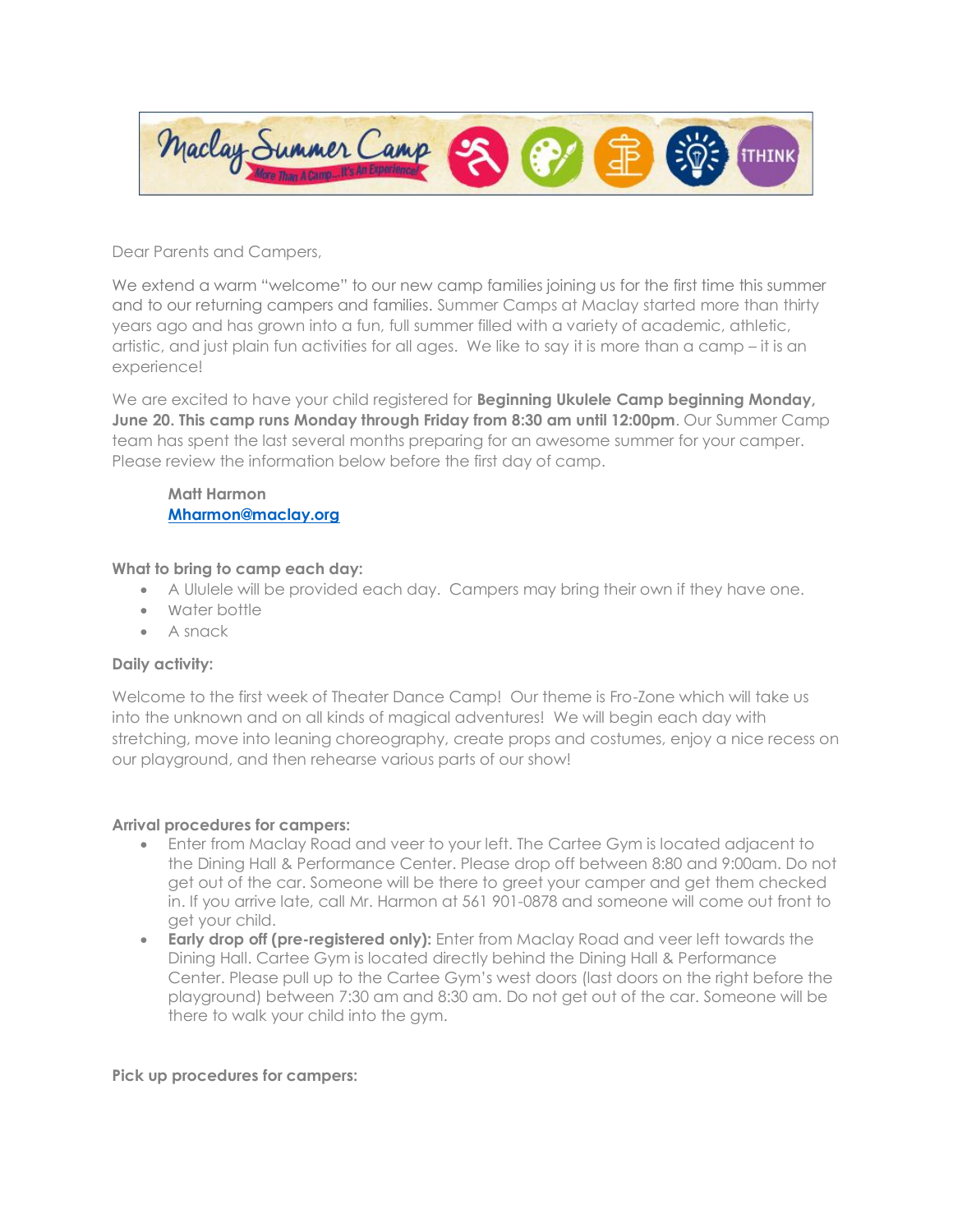Maclay Summer Camp — More Than A Camp...It's An Experience! — iTHINK

Dear Parents and Campers,

We extend a warm "welcome" to our new camp families joining us for the first time this summer and to our returning campers and families. Summer Camps at Maclay started more than thirty years ago and has grown into a fun, full summer filled with a variety of academic, athletic, artistic, and just plain fun activities for all ages. We like to say it is more than a camp – it is an experience!

We are excited to have your child registered for **Beginning Ukulele Camp beginning Monday, June 20. This camp runs Monday through Friday from 8:30 am until 12:00pm**. Our Summer Camp team has spent the last several months preparing for an awesome summer for your camper. Please review the information below before the first day of camp.

**Matt Harmon**
**Mharmon@maclay.org**

**What to bring to camp each day:**

- A Ululele will be provided each day. Campers may bring their own if they have one.
- Water bottle
- A snack

**Daily activity:**

Welcome to the first week of Theater Dance Camp! Our theme is Fro-Zone which will take us into the unknown and on all kinds of magical adventures! We will begin each day with stretching, move into leaning choreography, create props and costumes, enjoy a nice recess on our playground, and then rehearse various parts of our show!

**Arrival procedures for campers:**

- Enter from Maclay Road and veer to your left. The Cartee Gym is located adjacent to the Dining Hall & Performance Center. Please drop off between 8:80 and 9:00am. Do not get out of the car. Someone will be there to greet your camper and get them checked in. If you arrive late, call Mr. Harmon at 561 901-0878 and someone will come out front to get your child.
- **Early drop off (pre-registered only):** Enter from Maclay Road and veer left towards the Dining Hall. Cartee Gym is located directly behind the Dining Hall & Performance Center. Please pull up to the Cartee Gym's west doors (last doors on the right before the playground) between 7:30 am and 8:30 am. Do not get out of the car. Someone will be there to walk your child into the gym.

**Pick up procedures for campers:**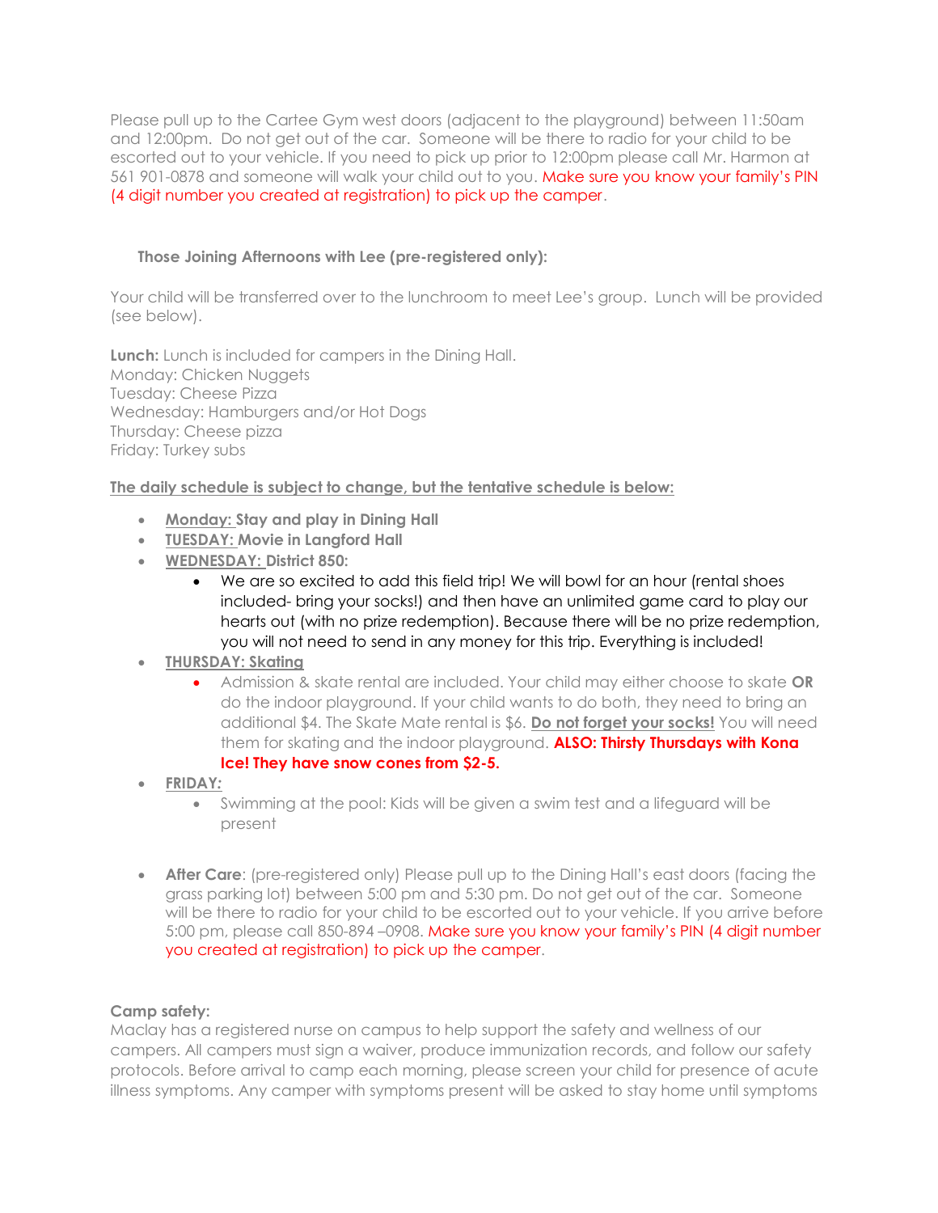Please pull up to the Cartee Gym west doors (adjacent to the playground) between 11:50am and 12:00pm. Do not get out of the car. Someone will be there to radio for your child to be escorted out to your vehicle. If you need to pick up prior to 12:00pm please call Mr. Harmon at 561 901-0878 and someone will walk your child out to you. Make sure you know your family's PIN (4 digit number you created at registration) to pick up the camper.

**Those Joining Afternoons with Lee (pre-registered only):**

Your child will be transferred over to the lunchroom to meet Lee's group. Lunch will be provided (see below).

**Lunch:** Lunch is included for campers in the Dining Hall.
Monday: Chicken Nuggets
Tuesday: Cheese Pizza
Wednesday: Hamburgers and/or Hot Dogs
Thursday: Cheese pizza
Friday: Turkey subs

**The daily schedule is subject to change, but the tentative schedule is below:**

- **Monday: Stay and play in Dining Hall**
- **TUESDAY: Movie in Langford Hall**
- **WEDNESDAY: District 850:**
  - We are so excited to add this field trip! We will bowl for an hour (rental shoes included- bring your socks!) and then have an unlimited game card to play our hearts out (with no prize redemption). Because there will be no prize redemption, you will not need to send in any money for this trip. Everything is included!
- **THURSDAY: Skating**
  - Admission & skate rental are included. Your child may either choose to skate **OR** do the indoor playground. If your child wants to do both, they need to bring an additional $4. The Skate Mate rental is $6. **Do not forget your socks!** You will need them for skating and the indoor playground. **ALSO: Thirsty Thursdays with Kona Ice! They have snow cones from $2-5.**
- **FRIDAY:**
  - Swimming at the pool: Kids will be given a swim test and a lifeguard will be present

- **After Care**: (pre-registered only) Please pull up to the Dining Hall's east doors (facing the grass parking lot) between 5:00 pm and 5:30 pm. Do not get out of the car. Someone will be there to radio for your child to be escorted out to your vehicle. If you arrive before 5:00 pm, please call 850-894 –0908. Make sure you know your family's PIN (4 digit number you created at registration) to pick up the camper.

**Camp safety:**
Maclay has a registered nurse on campus to help support the safety and wellness of our campers. All campers must sign a waiver, produce immunization records, and follow our safety protocols. Before arrival to camp each morning, please screen your child for presence of acute illness symptoms. Any camper with symptoms present will be asked to stay home until symptoms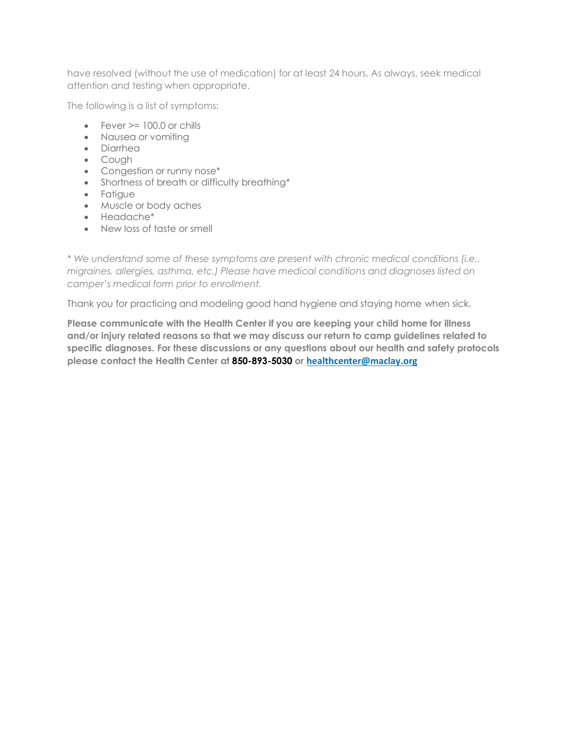have resolved (without the use of medication) for at least 24 hours. As always, seek medical attention and testing when appropriate.

The following is a list of symptoms:

- Fever >= 100.0 or chills
- Nausea or vomiting
- Diarrhea
- Cough
- Congestion or runny nose*
- Shortness of breath or difficulty breathing*
- Fatigue
- Muscle or body aches
- Headache*
- New loss of taste or smell

*\* We understand some of these symptoms are present with chronic medical conditions (i.e., migraines, allergies, asthma, etc.) Please have medical conditions and diagnoses listed on camper's medical form prior to enrollment.*

Thank you for practicing and modeling good hand hygiene and staying home when sick.

**Please communicate with the Health Center if you are keeping your child home for illness and/or injury related reasons so that we may discuss our return to camp guidelines related to specific diagnoses. For these discussions or any questions about our health and safety protocols please contact the Health Center at 850-893-5030 or healthcenter@maclay.org**